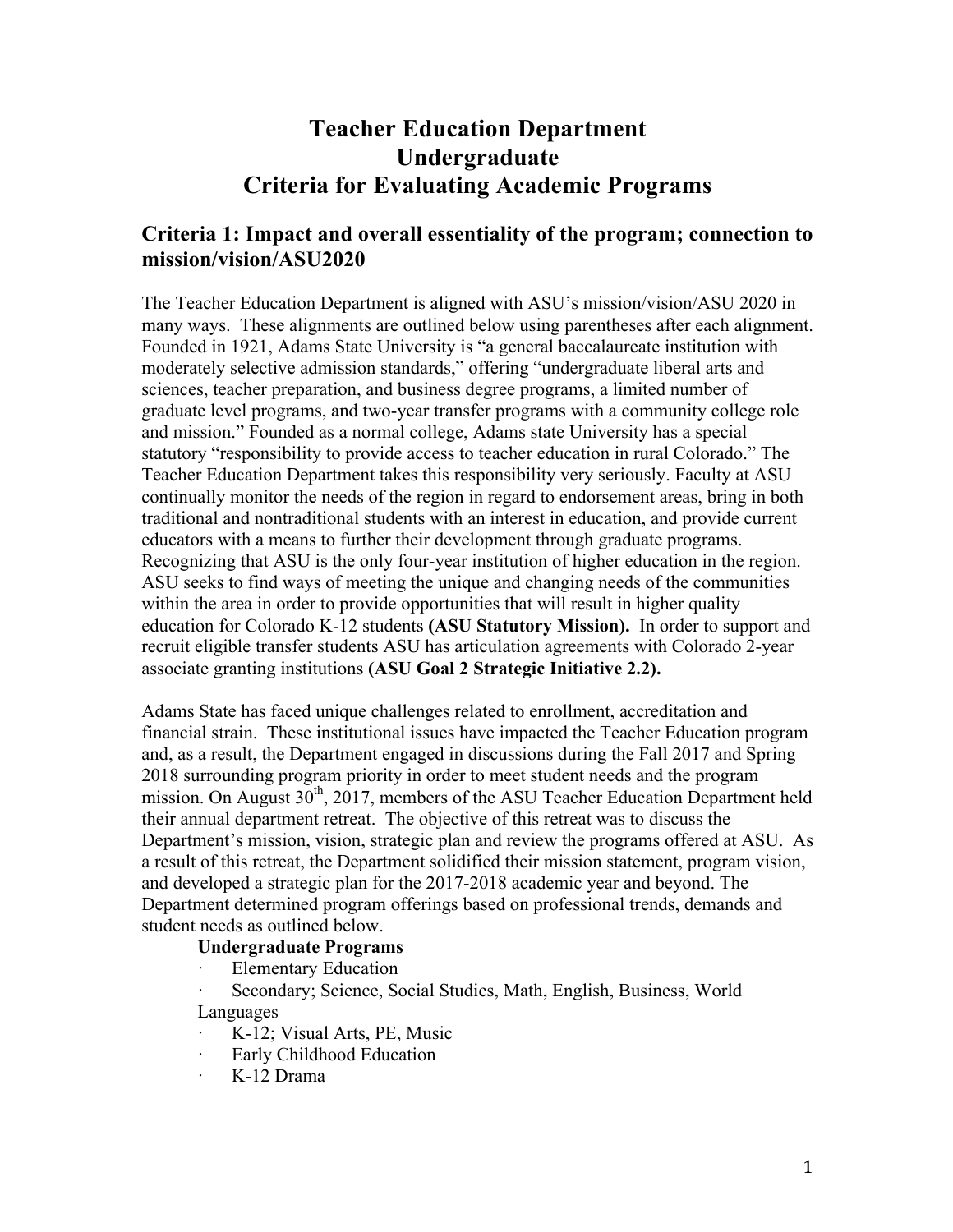# Teacher Education Department
# Undergraduate
# Criteria for Evaluating Academic Programs

## Criteria 1: Impact and overall essentiality of the program; connection to mission/vision/ASU2020

The Teacher Education Department is aligned with ASU's mission/vision/ASU 2020 in many ways. These alignments are outlined below using parentheses after each alignment. Founded in 1921, Adams State University is "a general baccalaureate institution with moderately selective admission standards," offering "undergraduate liberal arts and sciences, teacher preparation, and business degree programs, a limited number of graduate level programs, and two-year transfer programs with a community college role and mission." Founded as a normal college, Adams state University has a special statutory "responsibility to provide access to teacher education in rural Colorado." The Teacher Education Department takes this responsibility very seriously. Faculty at ASU continually monitor the needs of the region in regard to endorsement areas, bring in both traditional and nontraditional students with an interest in education, and provide current educators with a means to further their development through graduate programs. Recognizing that ASU is the only four-year institution of higher education in the region. ASU seeks to find ways of meeting the unique and changing needs of the communities within the area in order to provide opportunities that will result in higher quality education for Colorado K-12 students **(ASU Statutory Mission).** In order to support and recruit eligible transfer students ASU has articulation agreements with Colorado 2-year associate granting institutions **(ASU Goal 2 Strategic Initiative 2.2).**

Adams State has faced unique challenges related to enrollment, accreditation and financial strain. These institutional issues have impacted the Teacher Education program and, as a result, the Department engaged in discussions during the Fall 2017 and Spring 2018 surrounding program priority in order to meet student needs and the program mission. On August 30th, 2017, members of the ASU Teacher Education Department held their annual department retreat. The objective of this retreat was to discuss the Department's mission, vision, strategic plan and review the programs offered at ASU. As a result of this retreat, the Department solidified their mission statement, program vision, and developed a strategic plan for the 2017-2018 academic year and beyond. The Department determined program offerings based on professional trends, demands and student needs as outlined below.

**Undergraduate Programs**

- Elementary Education
- Secondary; Science, Social Studies, Math, English, Business, World Languages
- K-12; Visual Arts, PE, Music
- Early Childhood Education
- K-12 Drama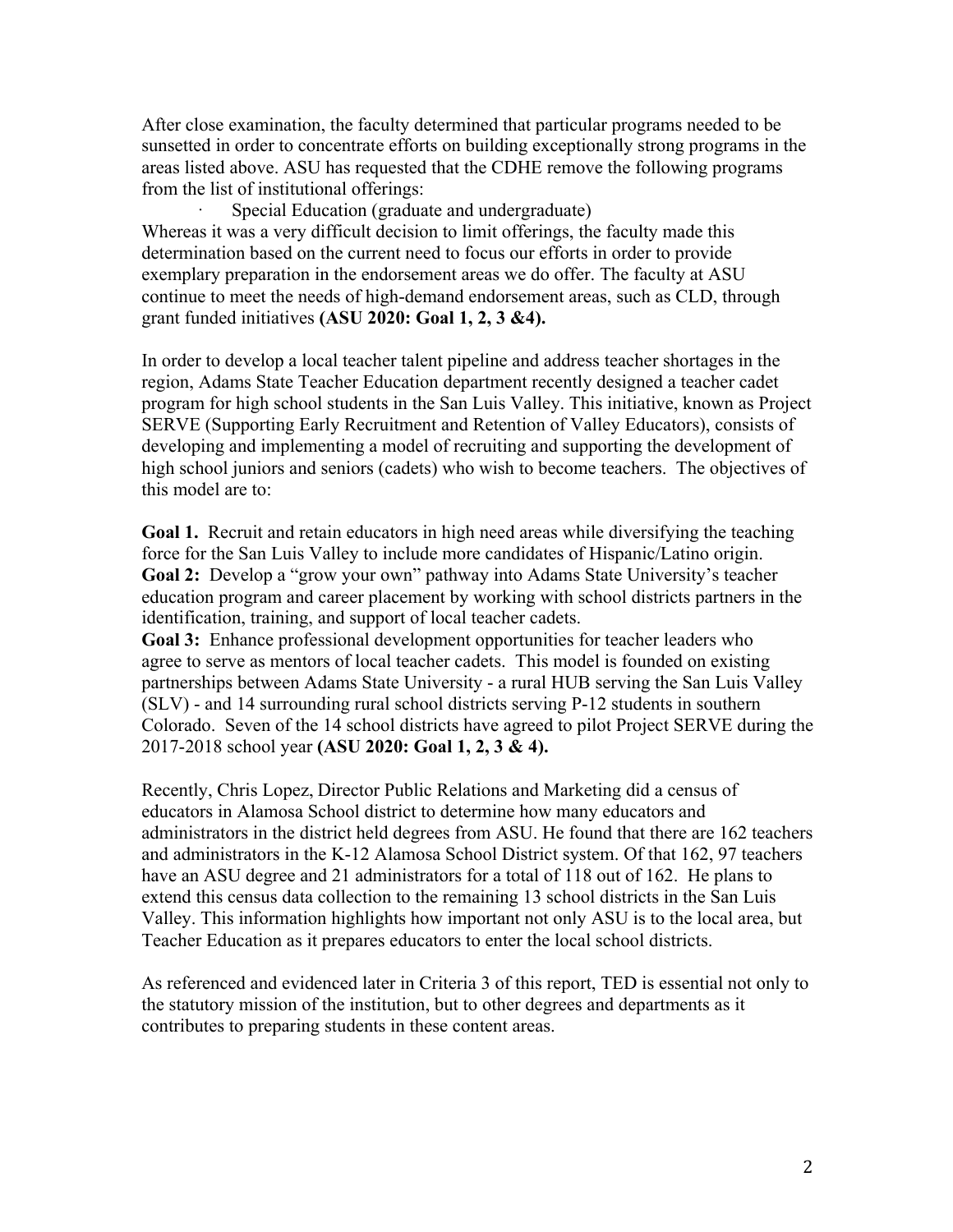After close examination, the faculty determined that particular programs needed to be sunsetted in order to concentrate efforts on building exceptionally strong programs in the areas listed above. ASU has requested that the CDHE remove the following programs from the list of institutional offerings:

- Special Education (graduate and undergraduate)

Whereas it was a very difficult decision to limit offerings, the faculty made this determination based on the current need to focus our efforts in order to provide exemplary preparation in the endorsement areas we do offer. The faculty at ASU continue to meet the needs of high-demand endorsement areas, such as CLD, through grant funded initiatives **(ASU 2020: Goal 1, 2, 3 &4).**

In order to develop a local teacher talent pipeline and address teacher shortages in the region, Adams State Teacher Education department recently designed a teacher cadet program for high school students in the San Luis Valley. This initiative, known as Project SERVE (Supporting Early Recruitment and Retention of Valley Educators), consists of developing and implementing a model of recruiting and supporting the development of high school juniors and seniors (cadets) who wish to become teachers. The objectives of this model are to:

**Goal 1.** Recruit and retain educators in high need areas while diversifying the teaching force for the San Luis Valley to include more candidates of Hispanic/Latino origin.
**Goal 2:** Develop a "grow your own" pathway into Adams State University's teacher education program and career placement by working with school districts partners in the identification, training, and support of local teacher cadets.
**Goal 3:** Enhance professional development opportunities for teacher leaders who agree to serve as mentors of local teacher cadets. This model is founded on existing partnerships between Adams State University - a rural HUB serving the San Luis Valley (SLV) - and 14 surrounding rural school districts serving P-12 students in southern Colorado. Seven of the 14 school districts have agreed to pilot Project SERVE during the 2017-2018 school year **(ASU 2020: Goal 1, 2, 3 & 4).**

Recently, Chris Lopez, Director Public Relations and Marketing did a census of educators in Alamosa School district to determine how many educators and administrators in the district held degrees from ASU. He found that there are 162 teachers and administrators in the K-12 Alamosa School District system. Of that 162, 97 teachers have an ASU degree and 21 administrators for a total of 118 out of 162. He plans to extend this census data collection to the remaining 13 school districts in the San Luis Valley. This information highlights how important not only ASU is to the local area, but Teacher Education as it prepares educators to enter the local school districts.

As referenced and evidenced later in Criteria 3 of this report, TED is essential not only to the statutory mission of the institution, but to other degrees and departments as it contributes to preparing students in these content areas.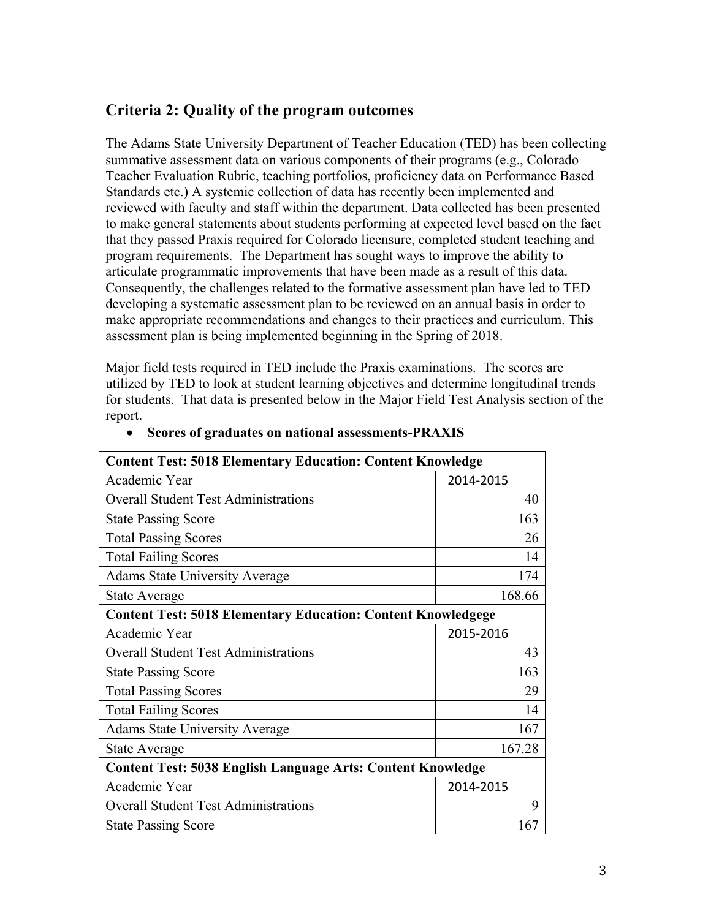## Criteria 2: Quality of the program outcomes

The Adams State University Department of Teacher Education (TED) has been collecting summative assessment data on various components of their programs (e.g., Colorado Teacher Evaluation Rubric, teaching portfolios, proficiency data on Performance Based Standards etc.) A systemic collection of data has recently been implemented and reviewed with faculty and staff within the department. Data collected has been presented to make general statements about students performing at expected level based on the fact that they passed Praxis required for Colorado licensure, completed student teaching and program requirements. The Department has sought ways to improve the ability to articulate programmatic improvements that have been made as a result of this data. Consequently, the challenges related to the formative assessment plan have led to TED developing a systematic assessment plan to be reviewed on an annual basis in order to make appropriate recommendations and changes to their practices and curriculum. This assessment plan is being implemented beginning in the Spring of 2018.

Major field tests required in TED include the Praxis examinations. The scores are utilized by TED to look at student learning objectives and determine longitudinal trends for students. That data is presented below in the Major Field Test Analysis section of the report.

- **Scores of graduates on national assessments-PRAXIS**

| **Content Test: 5018 Elementary Education: Content Knowledge** | |
|---|---|
| Academic Year | 2014-2015 |
| Overall Student Test Administrations | 40 |
| State Passing Score | 163 |
| Total Passing Scores | 26 |
| Total Failing Scores | 14 |
| Adams State University Average | 174 |
| State Average | 168.66 |
| **Content Test: 5018 Elementary Education: Content Knowledgege** | |
| Academic Year | 2015-2016 |
| Overall Student Test Administrations | 43 |
| State Passing Score | 163 |
| Total Passing Scores | 29 |
| Total Failing Scores | 14 |
| Adams State University Average | 167 |
| State Average | 167.28 |
| **Content Test: 5038 English Language Arts: Content Knowledge** | |
| Academic Year | 2014-2015 |
| Overall Student Test Administrations | 9 |
| State Passing Score | 167 |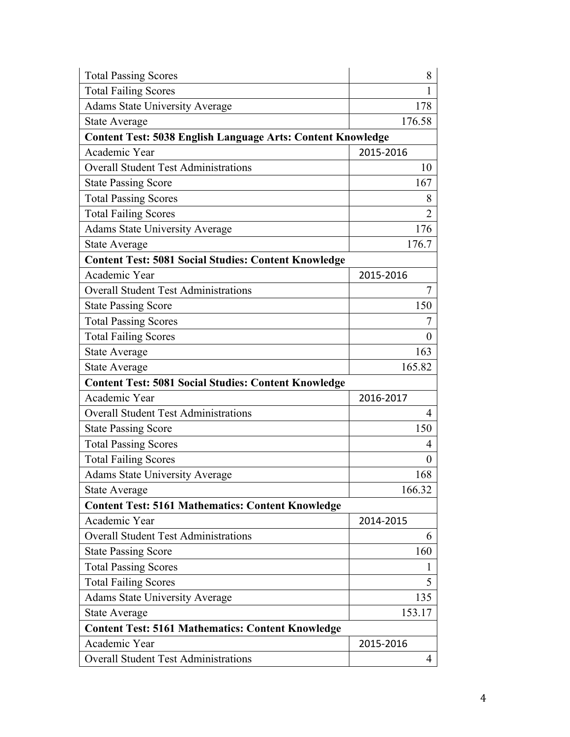| Total Passing Scores | 8 |
|---|---|
| Total Failing Scores | 1 |
| Adams State University Average | 178 |
| State Average | 176.58 |
| **Content Test: 5038 English Language Arts: Content Knowledge** | |
| Academic Year | 2015-2016 |
| Overall Student Test Administrations | 10 |
| State Passing Score | 167 |
| Total Passing Scores | 8 |
| Total Failing Scores | 2 |
| Adams State University Average | 176 |
| State Average | 176.7 |
| **Content Test: 5081 Social Studies: Content Knowledge** | |
| Academic Year | 2015-2016 |
| Overall Student Test Administrations | 7 |
| State Passing Score | 150 |
| Total Passing Scores | 7 |
| Total Failing Scores | 0 |
| State Average | 163 |
| State Average | 165.82 |
| **Content Test: 5081 Social Studies: Content Knowledge** | |
| Academic Year | 2016-2017 |
| Overall Student Test Administrations | 4 |
| State Passing Score | 150 |
| Total Passing Scores | 4 |
| Total Failing Scores | 0 |
| Adams State University Average | 168 |
| State Average | 166.32 |
| **Content Test: 5161 Mathematics: Content Knowledge** | |
| Academic Year | 2014-2015 |
| Overall Student Test Administrations | 6 |
| State Passing Score | 160 |
| Total Passing Scores | 1 |
| Total Failing Scores | 5 |
| Adams State University Average | 135 |
| State Average | 153.17 |
| **Content Test: 5161 Mathematics: Content Knowledge** | |
| Academic Year | 2015-2016 |
| Overall Student Test Administrations | 4 |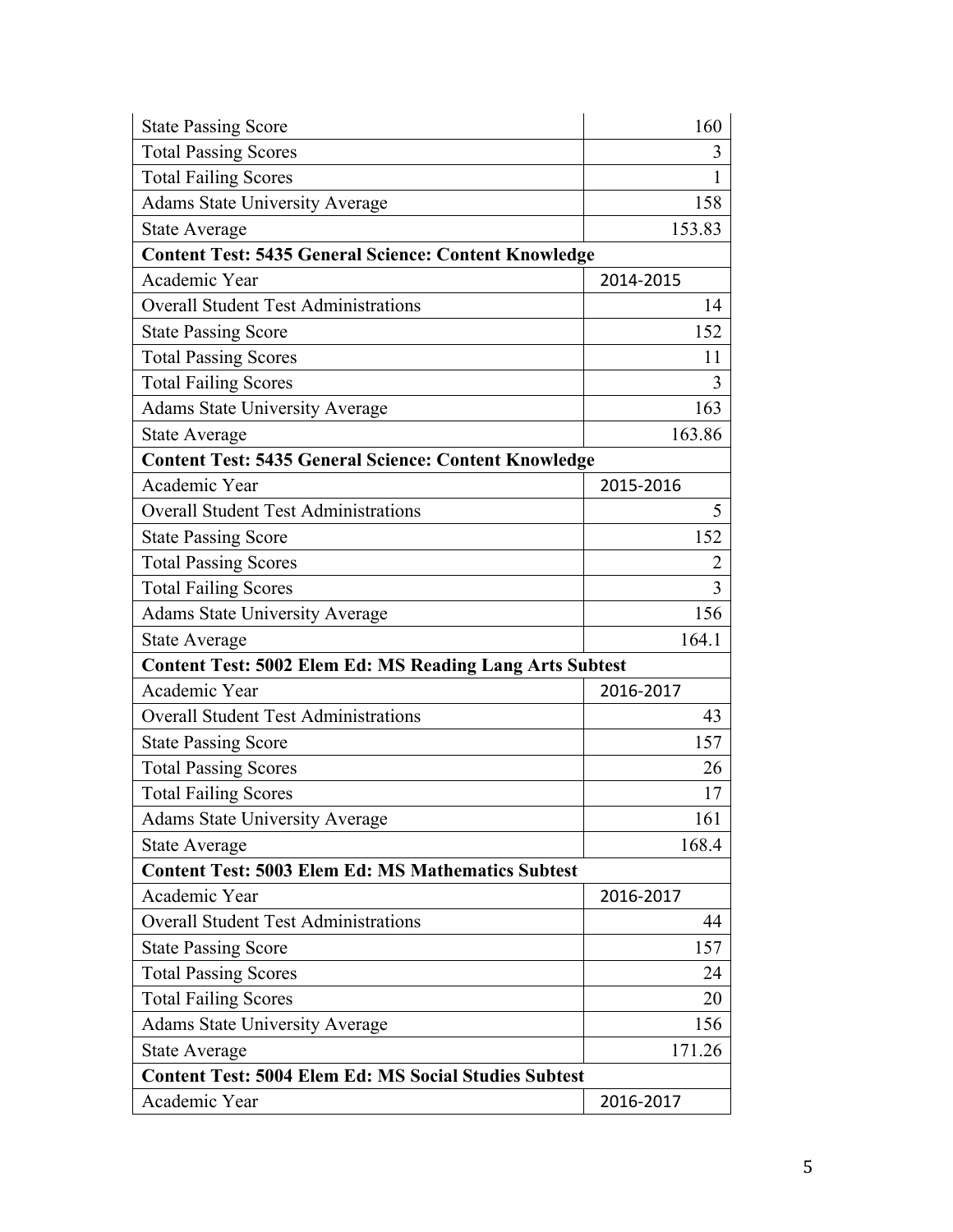| | |
|---|---|
| State Passing Score | 160 |
| Total Passing Scores | 3 |
| Total Failing Scores | 1 |
| Adams State University Average | 158 |
| State Average | 153.83 |
| **Content Test: 5435 General Science: Content Knowledge** | |
| Academic Year | 2014-2015 |
| Overall Student Test Administrations | 14 |
| State Passing Score | 152 |
| Total Passing Scores | 11 |
| Total Failing Scores | 3 |
| Adams State University Average | 163 |
| State Average | 163.86 |
| **Content Test: 5435 General Science: Content Knowledge** | |
| Academic Year | 2015-2016 |
| Overall Student Test Administrations | 5 |
| State Passing Score | 152 |
| Total Passing Scores | 2 |
| Total Failing Scores | 3 |
| Adams State University Average | 156 |
| State Average | 164.1 |
| **Content Test: 5002 Elem Ed: MS Reading Lang Arts Subtest** | |
| Academic Year | 2016-2017 |
| Overall Student Test Administrations | 43 |
| State Passing Score | 157 |
| Total Passing Scores | 26 |
| Total Failing Scores | 17 |
| Adams State University Average | 161 |
| State Average | 168.4 |
| **Content Test: 5003 Elem Ed: MS Mathematics Subtest** | |
| Academic Year | 2016-2017 |
| Overall Student Test Administrations | 44 |
| State Passing Score | 157 |
| Total Passing Scores | 24 |
| Total Failing Scores | 20 |
| Adams State University Average | 156 |
| State Average | 171.26 |
| **Content Test: 5004 Elem Ed: MS Social Studies Subtest** | |
| Academic Year | 2016-2017 |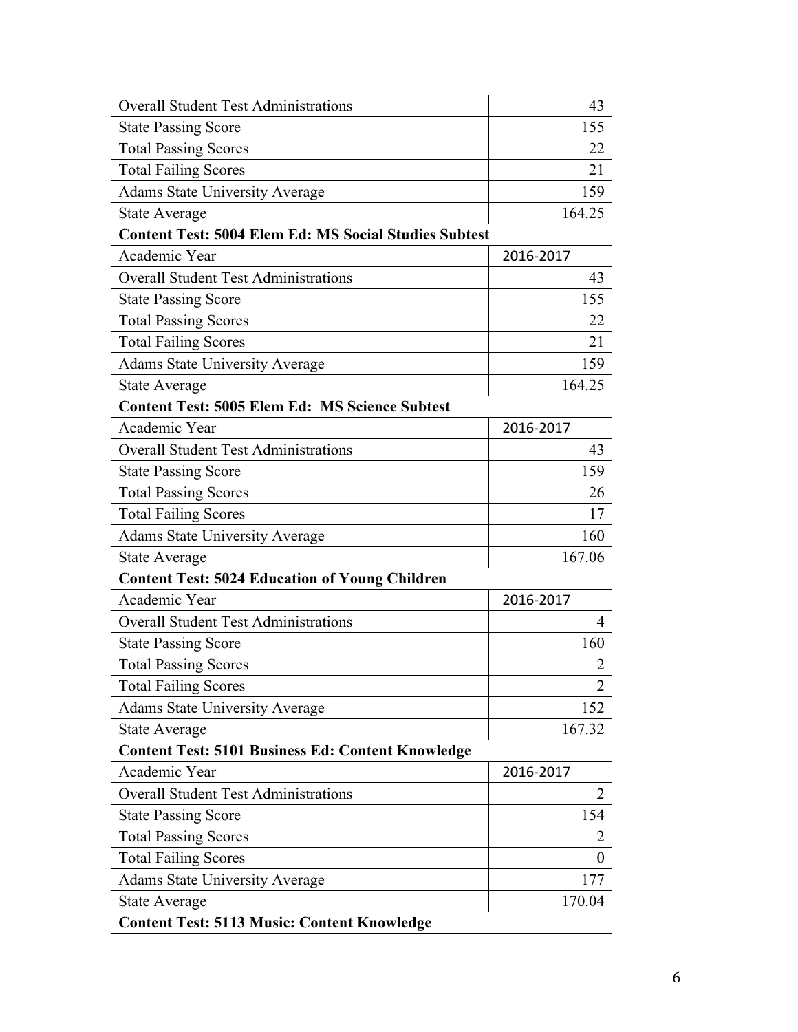| | |
|---|---|
| Overall Student Test Administrations | 43 |
| State Passing Score | 155 |
| Total Passing Scores | 22 |
| Total Failing Scores | 21 |
| Adams State University Average | 159 |
| State Average | 164.25 |
| **Content Test: 5004 Elem Ed: MS Social Studies Subtest** | |
| Academic Year | 2016-2017 |
| Overall Student Test Administrations | 43 |
| State Passing Score | 155 |
| Total Passing Scores | 22 |
| Total Failing Scores | 21 |
| Adams State University Average | 159 |
| State Average | 164.25 |
| **Content Test: 5005 Elem Ed: MS Science Subtest** | |
| Academic Year | 2016-2017 |
| Overall Student Test Administrations | 43 |
| State Passing Score | 159 |
| Total Passing Scores | 26 |
| Total Failing Scores | 17 |
| Adams State University Average | 160 |
| State Average | 167.06 |
| **Content Test: 5024 Education of Young Children** | |
| Academic Year | 2016-2017 |
| Overall Student Test Administrations | 4 |
| State Passing Score | 160 |
| Total Passing Scores | 2 |
| Total Failing Scores | 2 |
| Adams State University Average | 152 |
| State Average | 167.32 |
| **Content Test: 5101 Business Ed: Content Knowledge** | |
| Academic Year | 2016-2017 |
| Overall Student Test Administrations | 2 |
| State Passing Score | 154 |
| Total Passing Scores | 2 |
| Total Failing Scores | 0 |
| Adams State University Average | 177 |
| State Average | 170.04 |
| **Content Test: 5113 Music: Content Knowledge** | |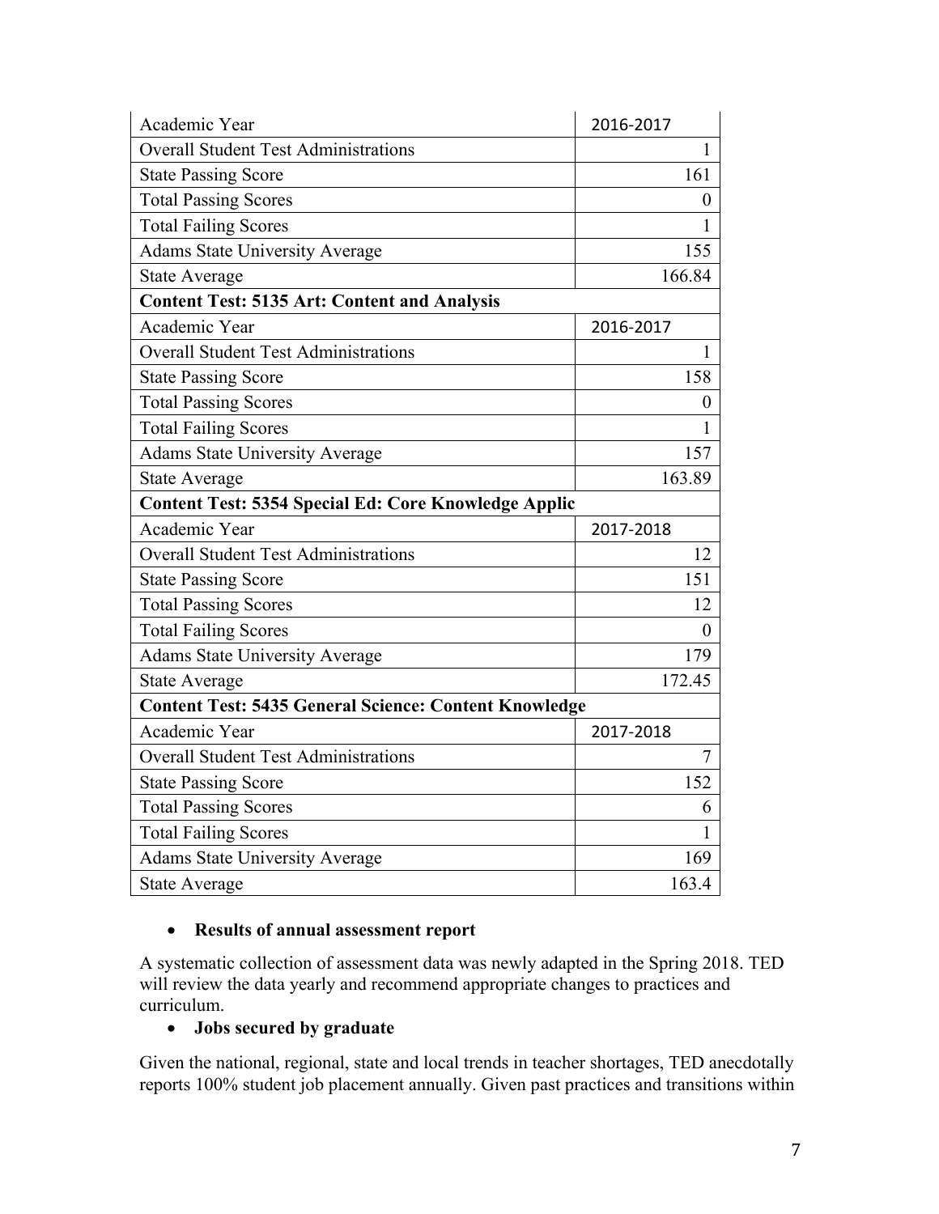| Academic Year | 2016-2017 |
|---|---|
| Overall Student Test Administrations | 1 |
| State Passing Score | 161 |
| Total Passing Scores | 0 |
| Total Failing Scores | 1 |
| Adams State University Average | 155 |
| State Average | 166.84 |
| **Content Test: 5135 Art: Content and Analysis** | |
| Academic Year | 2016-2017 |
| Overall Student Test Administrations | 1 |
| State Passing Score | 158 |
| Total Passing Scores | 0 |
| Total Failing Scores | 1 |
| Adams State University Average | 157 |
| State Average | 163.89 |
| **Content Test: 5354 Special Ed: Core Knowledge Applic** | |
| Academic Year | 2017-2018 |
| Overall Student Test Administrations | 12 |
| State Passing Score | 151 |
| Total Passing Scores | 12 |
| Total Failing Scores | 0 |
| Adams State University Average | 179 |
| State Average | 172.45 |
| **Content Test: 5435 General Science: Content Knowledge** | |
| Academic Year | 2017-2018 |
| Overall Student Test Administrations | 7 |
| State Passing Score | 152 |
| Total Passing Scores | 6 |
| Total Failing Scores | 1 |
| Adams State University Average | 169 |
| State Average | 163.4 |

- **Results of annual assessment report**

A systematic collection of assessment data was newly adapted in the Spring 2018. TED will review the data yearly and recommend appropriate changes to practices and curriculum.

- **Jobs secured by graduate**

Given the national, regional, state and local trends in teacher shortages, TED anecdotally reports 100% student job placement annually. Given past practices and transitions within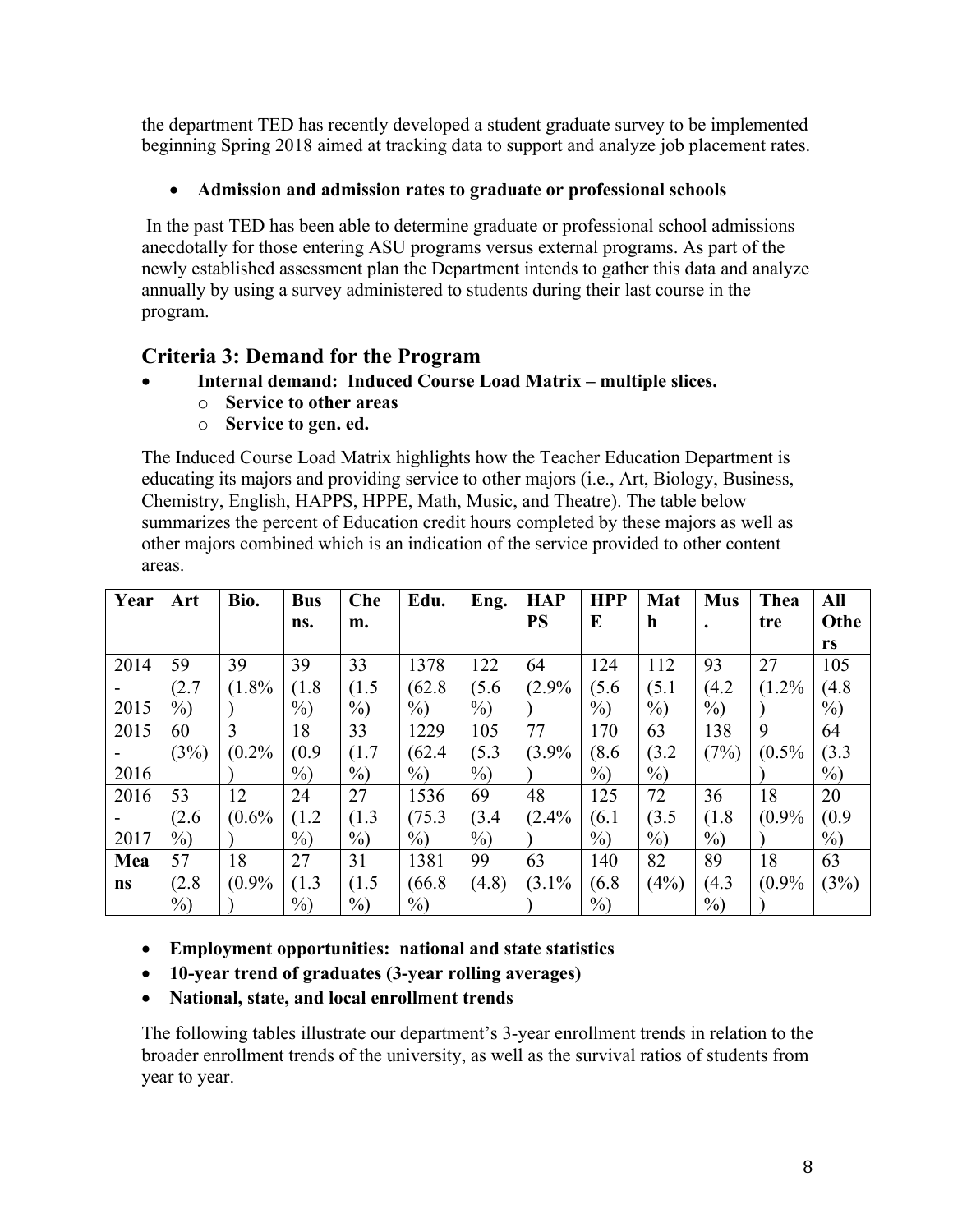the department TED has recently developed a student graduate survey to be implemented beginning Spring 2018 aimed at tracking data to support and analyze job placement rates.

- **Admission and admission rates to graduate or professional schools**

In the past TED has been able to determine graduate or professional school admissions anecdotally for those entering ASU programs versus external programs. As part of the newly established assessment plan the Department intends to gather this data and analyze annually by using a survey administered to students during their last course in the program.

## Criteria 3: Demand for the Program

- **Internal demand: Induced Course Load Matrix – multiple slices.**
  - **Service to other areas**
  - **Service to gen. ed.**

The Induced Course Load Matrix highlights how the Teacher Education Department is educating its majors and providing service to other majors (i.e., Art, Biology, Business, Chemistry, English, HAPPS, HPPE, Math, Music, and Theatre). The table below summarizes the percent of Education credit hours completed by these majors as well as other majors combined which is an indication of the service provided to other content areas.

| Year | Art | Bio. | Busns. | Chem. | Edu. | Eng. | HAPPS | HPPE | Math | Mus. | Theatre | All Others |
|---|---|---|---|---|---|---|---|---|---|---|---|---|
| 2014-2015 | 59 (2.7%) | 39 (1.8%) | 39 (1.8%) | 33 (1.5%) | 1378 (62.8%) | 122 (5.6%) | 64 (2.9%) | 124 (5.6%) | 112 (5.1%) | 93 (4.2%) | 27 (1.2%) | 105 (4.8%) |
| 2015-2016 | 60 (3%) | 3 (0.2%) | 18 (0.9%) | 33 (1.7%) | 1229 (62.4%) | 105 (5.3%) | 77 (3.9%) | 170 (8.6%) | 63 (3.2%) | 138 (7%) | 9 (0.5%) | 64 (3.3%) |
| 2016-2017 | 53 (2.6%) | 12 (0.6%) | 24 (1.2%) | 27 (1.3%) | 1536 (75.3%) | 69 (3.4%) | 48 (2.4%) | 125 (6.1%) | 72 (3.5%) | 36 (1.8%) | 18 (0.9%) | 20 (0.9%) |
| **Means** | 57 (2.8%) | 18 (0.9%) | 27 (1.3%) | 31 (1.5%) | 1381 (66.8%) | 99 (4.8) | 63 (3.1%) | 140 (6.8%) | 82 (4%) | 89 (4.3%) | 18 (0.9%) | 63 (3%) |

- **Employment opportunities: national and state statistics**
- **10-year trend of graduates (3-year rolling averages)**
- **National, state, and local enrollment trends**

The following tables illustrate our department's 3-year enrollment trends in relation to the broader enrollment trends of the university, as well as the survival ratios of students from year to year.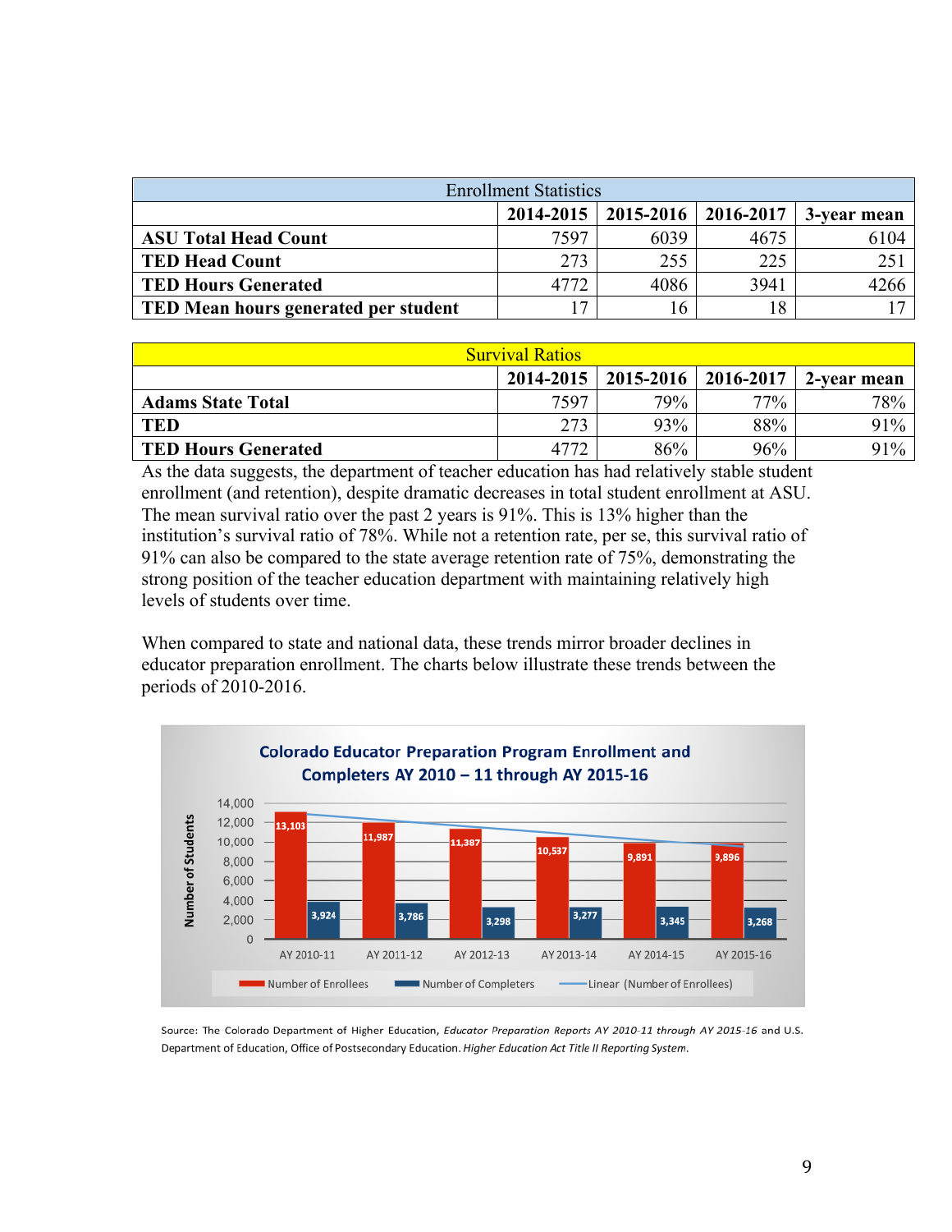| Enrollment Statistics | | | | |
|---|---|---|---|---|
| | **2014-2015** | **2015-2016** | **2016-2017** | **3-year mean** |
| **ASU Total Head Count** | 7597 | 6039 | 4675 | 6104 |
| **TED Head Count** | 273 | 255 | 225 | 251 |
| **TED Hours Generated** | 4772 | 4086 | 3941 | 4266 |
| **TED Mean hours generated per student** | 17 | 16 | 18 | 17 |

| Survival Ratios | | | | |
|---|---|---|---|---|
| | **2014-2015** | **2015-2016** | **2016-2017** | **2-year mean** |
| **Adams State Total** | 7597 | 79% | 77% | 78% |
| **TED** | 273 | 93% | 88% | 91% |
| **TED Hours Generated** | 4772 | 86% | 96% | 91% |

As the data suggests, the department of teacher education has had relatively stable student enrollment (and retention), despite dramatic decreases in total student enrollment at ASU. The mean survival ratio over the past 2 years is 91%. This is 13% higher than the institution's survival ratio of 78%. While not a retention rate, per se, this survival ratio of 91% can also be compared to the state average retention rate of 75%, demonstrating the strong position of the teacher education department with maintaining relatively high levels of students over time.

When compared to state and national data, these trends mirror broader declines in educator preparation enrollment. The charts below illustrate these trends between the periods of 2010-2016.

**Colorado Educator Preparation Program Enrollment and Completers AY 2010 – 11 through AY 2015-16**

| | AY 2010-11 | AY 2011-12 | AY 2012-13 | AY 2013-14 | AY 2014-15 | AY 2015-16 |
|---|---|---|---|---|---|---|
| Number of Enrollees | 13,103 | 11,987 | 11,387 | 10,537 | 9,891 | 9,896 |
| Number of Completers | 3,924 | 3,786 | 3,298 | 3,277 | 3,345 | 3,268 |

Source: The Colorado Department of Higher Education, *Educator Preparation Reports AY 2010-11 through AY 2015-16* and U.S. Department of Education, Office of Postsecondary Education. *Higher Education Act Title II Reporting System*.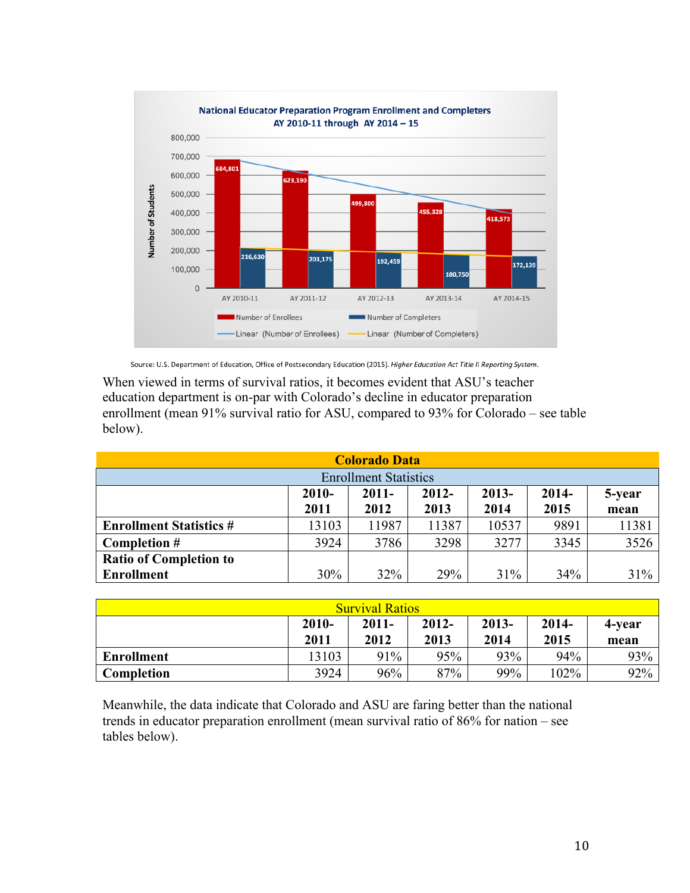National Educator Preparation Program Enrollment and Completers
AY 2010-11 through AY 2014 – 15

| | AY 2010-11 | AY 2011-12 | AY 2012-13 | AY 2013-14 | AY 2014-15 |
|---|---|---|---|---|---|
| Number of Enrollees | 684,801 | 623,190 | 499,800 | 455,328 | 418,573 |
| Number of Completers | 216,630 | 203,175 | 192,459 | 180,750 | 172,139 |

Source: U.S. Department of Education, Office of Postsecondary Education (2015). *Higher Education Act Title II Reporting System*.

When viewed in terms of survival ratios, it becomes evident that ASU's teacher education department is on-par with Colorado's decline in educator preparation enrollment (mean 91% survival ratio for ASU, compared to 93% for Colorado – see table below).

| **Colorado Data** | | | | | | |
|---|---|---|---|---|---|---|
| Enrollment Statistics | | | | | | |
| | **2010-2011** | **2011-2012** | **2012-2013** | **2013-2014** | **2014-2015** | **5-year mean** |
| **Enrollment Statistics #** | 13103 | 11987 | 11387 | 10537 | 9891 | 11381 |
| **Completion #** | 3924 | 3786 | 3298 | 3277 | 3345 | 3526 |
| **Ratio of Completion to Enrollment** | 30% | 32% | 29% | 31% | 34% | 31% |

| Survival Ratios | | | | | | |
|---|---|---|---|---|---|---|
| | **2010-2011** | **2011-2012** | **2012-2013** | **2013-2014** | **2014-2015** | **4-year mean** |
| **Enrollment** | 13103 | 91% | 95% | 93% | 94% | 93% |
| **Completion** | 3924 | 96% | 87% | 99% | 102% | 92% |

Meanwhile, the data indicate that Colorado and ASU are faring better than the national trends in educator preparation enrollment (mean survival ratio of 86% for nation – see tables below).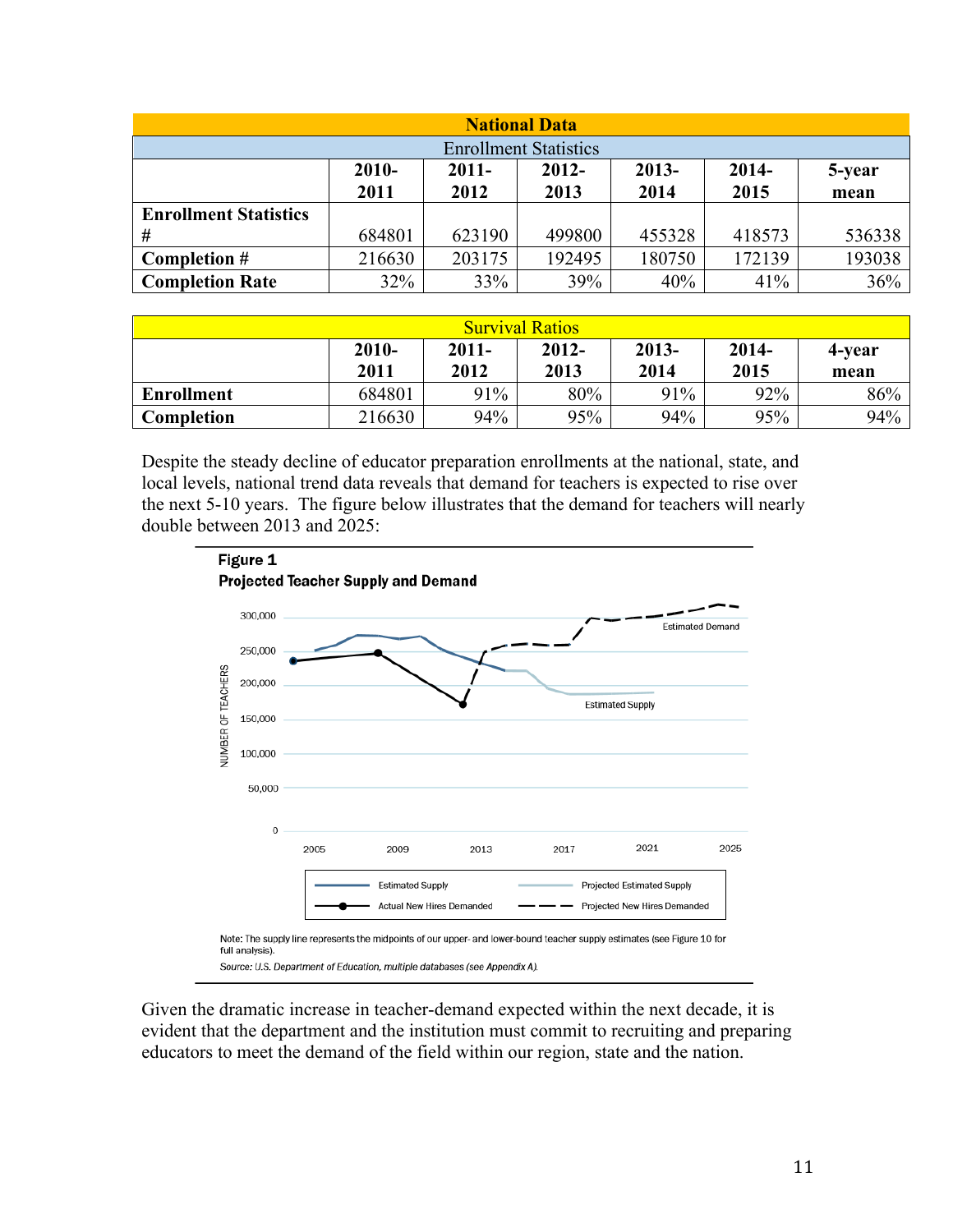| National Data | | | | | | |
|---|---|---|---|---|---|---|
| Enrollment Statistics | | | | | | |
| | **2010-2011** | **2011-2012** | **2012-2013** | **2013-2014** | **2014-2015** | **5-year mean** |
| **Enrollment Statistics #** | 684801 | 623190 | 499800 | 455328 | 418573 | 536338 |
| **Completion #** | 216630 | 203175 | 192495 | 180750 | 172139 | 193038 |
| **Completion Rate** | 32% | 33% | 39% | 40% | 41% | 36% |

| Survival Ratios | | | | | | |
|---|---|---|---|---|---|---|
| | **2010-2011** | **2011-2012** | **2012-2013** | **2013-2014** | **2014-2015** | **4-year mean** |
| **Enrollment** | 684801 | 91% | 80% | 91% | 92% | 86% |
| **Completion** | 216630 | 94% | 95% | 94% | 95% | 94% |

Despite the steady decline of educator preparation enrollments at the national, state, and local levels, national trend data reveals that demand for teachers is expected to rise over the next 5-10 years. The figure below illustrates that the demand for teachers will nearly double between 2013 and 2025:

**Figure 1**
**Projected Teacher Supply and Demand**

Note: The supply line represents the midpoints of our upper- and lower-bound teacher supply estimates (see Figure 10 for full analysis).
*Source: U.S. Department of Education, multiple databases (see Appendix A).*

Given the dramatic increase in teacher-demand expected within the next decade, it is evident that the department and the institution must commit to recruiting and preparing educators to meet the demand of the field within our region, state and the nation.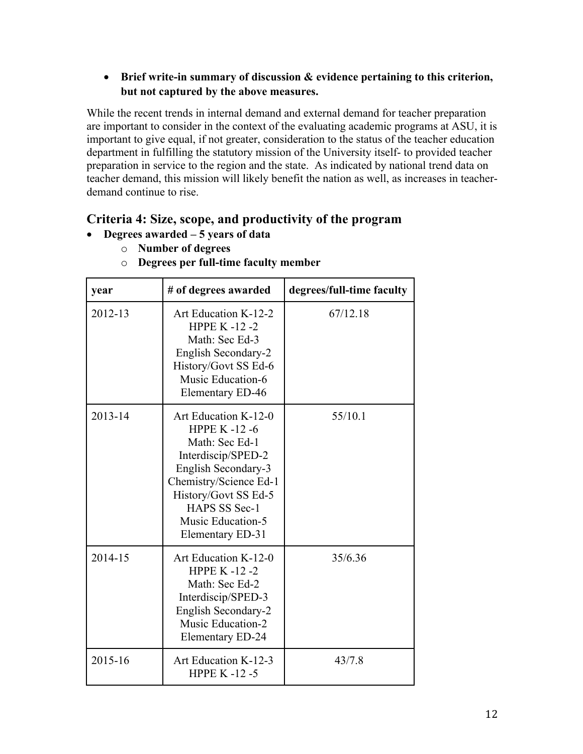- **Brief write-in summary of discussion & evidence pertaining to this criterion, but not captured by the above measures.**

While the recent trends in internal demand and external demand for teacher preparation are important to consider in the context of the evaluating academic programs at ASU, it is important to give equal, if not greater, consideration to the status of the teacher education department in fulfilling the statutory mission of the University itself- to provided teacher preparation in service to the region and the state. As indicated by national trend data on teacher demand, this mission will likely benefit the nation as well, as increases in teacher-demand continue to rise.

## Criteria 4: Size, scope, and productivity of the program

- **Degrees awarded – 5 years of data**
  - **Number of degrees**
  - **Degrees per full-time faculty member**

| year | # of degrees awarded | degrees/full-time faculty |
|---|---|---|
| 2012-13 | Art Education K-12-2<br>HPPE K -12 -2<br>Math: Sec Ed-3<br>English Secondary-2<br>History/Govt SS Ed-6<br>Music Education-6<br>Elementary ED-46 | 67/12.18 |
| 2013-14 | Art Education K-12-0<br>HPPE K -12 -6<br>Math: Sec Ed-1<br>Interdiscip/SPED-2<br>English Secondary-3<br>Chemistry/Science Ed-1<br>History/Govt SS Ed-5<br>HAPS SS Sec-1<br>Music Education-5<br>Elementary ED-31 | 55/10.1 |
| 2014-15 | Art Education K-12-0<br>HPPE K -12 -2<br>Math: Sec Ed-2<br>Interdiscip/SPED-3<br>English Secondary-2<br>Music Education-2<br>Elementary ED-24 | 35/6.36 |
| 2015-16 | Art Education K-12-3<br>HPPE K -12 -5 | 43/7.8 |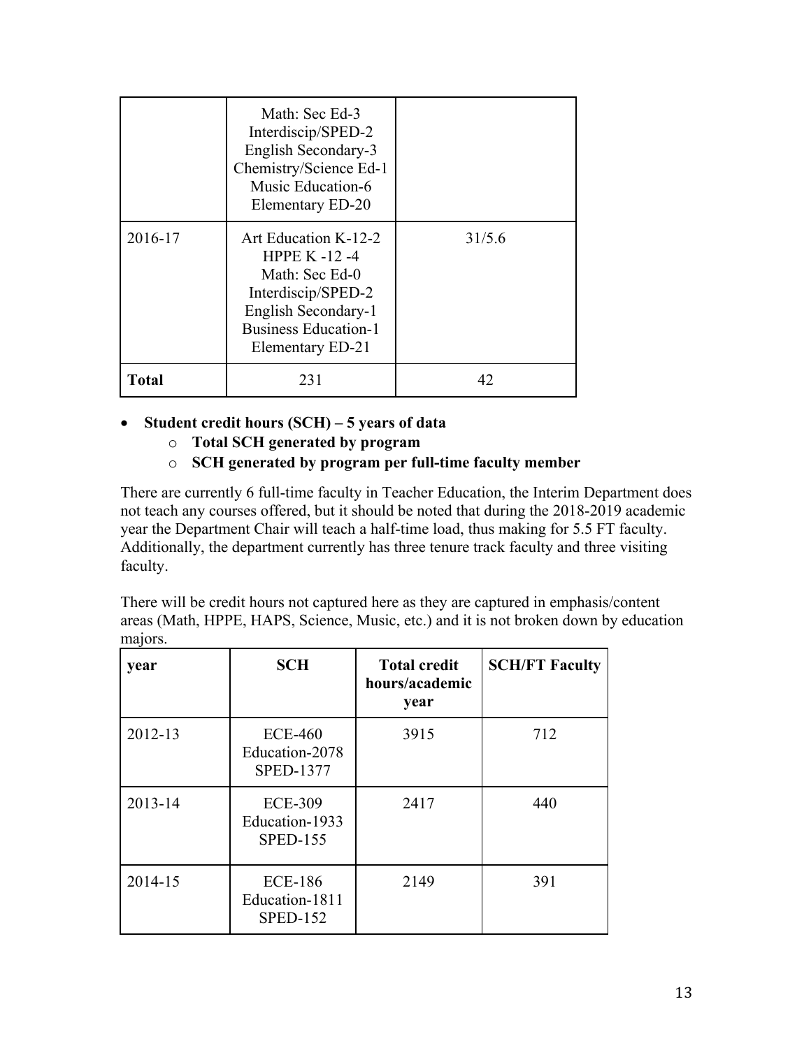| | | |
|---|---|---|
| | Math: Sec Ed-3<br>Interdiscip/SPED-2<br>English Secondary-3<br>Chemistry/Science Ed-1<br>Music Education-6<br>Elementary ED-20 | |
| 2016-17 | Art Education K-12-2<br>HPPE K -12 -4<br>Math: Sec Ed-0<br>Interdiscip/SPED-2<br>English Secondary-1<br>Business Education-1<br>Elementary ED-21 | 31/5.6 |
| **Total** | 231 | 42 |

- **Student credit hours (SCH) – 5 years of data**
  - **Total SCH generated by program**
  - **SCH generated by program per full-time faculty member**

There are currently 6 full-time faculty in Teacher Education, the Interim Department does not teach any courses offered, but it should be noted that during the 2018-2019 academic year the Department Chair will teach a half-time load, thus making for 5.5 FT faculty. Additionally, the department currently has three tenure track faculty and three visiting faculty.

There will be credit hours not captured here as they are captured in emphasis/content areas (Math, HPPE, HAPS, Science, Music, etc.) and it is not broken down by education majors.

| year | SCH | Total credit hours/academic year | SCH/FT Faculty |
|---|---|---|---|
| 2012-13 | ECE-460<br>Education-2078<br>SPED-1377 | 3915 | 712 |
| 2013-14 | ECE-309<br>Education-1933<br>SPED-155 | 2417 | 440 |
| 2014-15 | ECE-186<br>Education-1811<br>SPED-152 | 2149 | 391 |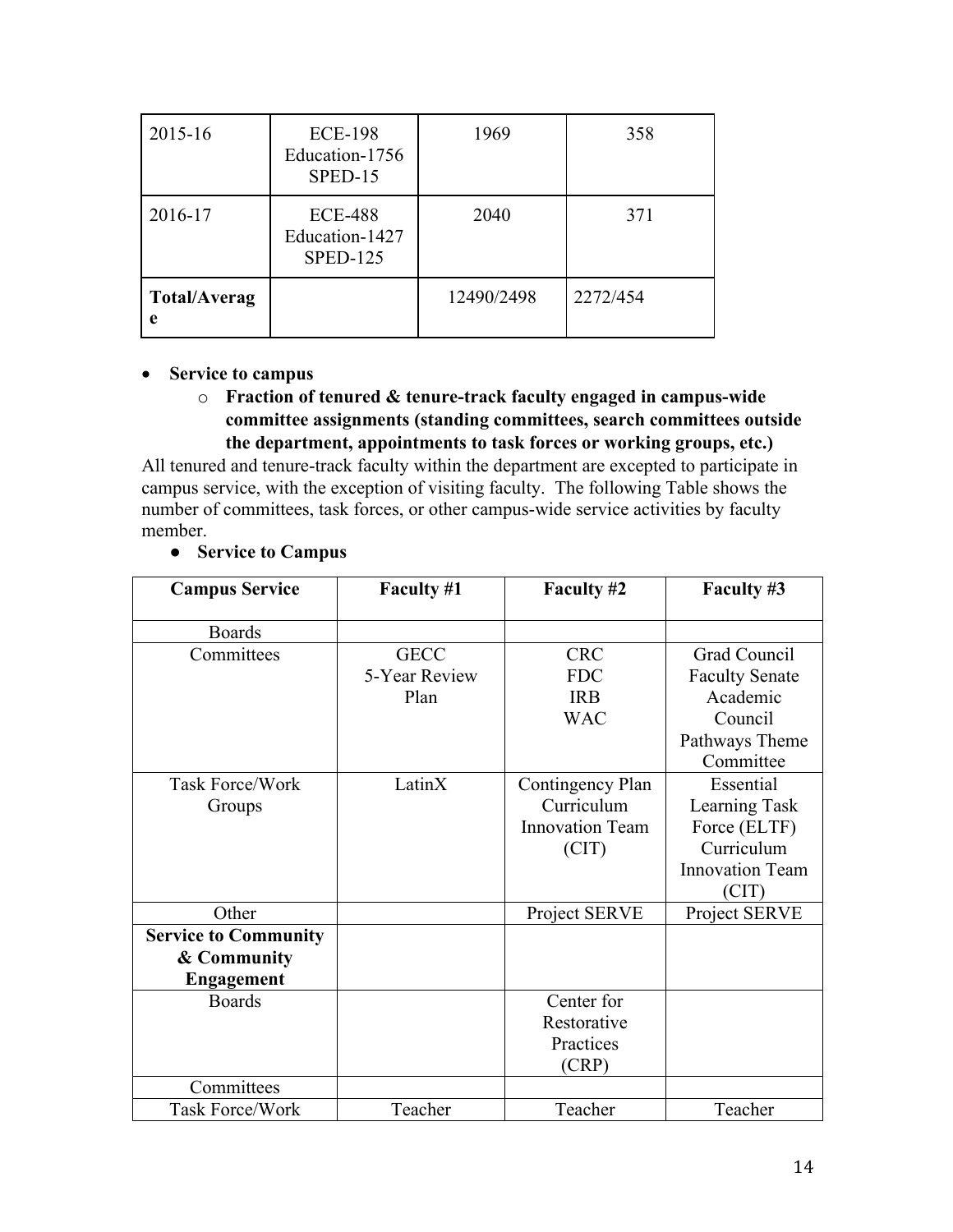| 2015-16 | ECE-198<br>Education-1756<br>SPED-15 | 1969 | 358 |
|---|---|---|---|
| 2016-17 | ECE-488<br>Education-1427<br>SPED-125 | 2040 | 371 |
| **Total/Average** | | 12490/2498 | 2272/454 |

- **Service to campus**
  - **Fraction of tenured & tenure-track faculty engaged in campus-wide committee assignments (standing committees, search committees outside the department, appointments to task forces or working groups, etc.)**

All tenured and tenure-track faculty within the department are excepted to participate in campus service, with the exception of visiting faculty. The following Table shows the number of committees, task forces, or other campus-wide service activities by faculty member.

- **Service to Campus**

| **Campus Service** | **Faculty #1** | **Faculty #2** | **Faculty #3** |
|---|---|---|---|
| Boards | | | |
| Committees | GECC<br>5-Year Review Plan | CRC<br>FDC<br>IRB<br>WAC | Grad Council<br>Faculty Senate<br>Academic Council<br>Pathways Theme Committee |
| Task Force/Work Groups | LatinX | Contingency Plan<br>Curriculum Innovation Team (CIT) | Essential Learning Task Force (ELTF)<br>Curriculum Innovation Team (CIT) |
| Other | | Project SERVE | Project SERVE |
| **Service to Community & Community Engagement** | | | |
| Boards | | Center for Restorative Practices (CRP) | |
| Committees | | | |
| Task Force/Work | Teacher | Teacher | Teacher |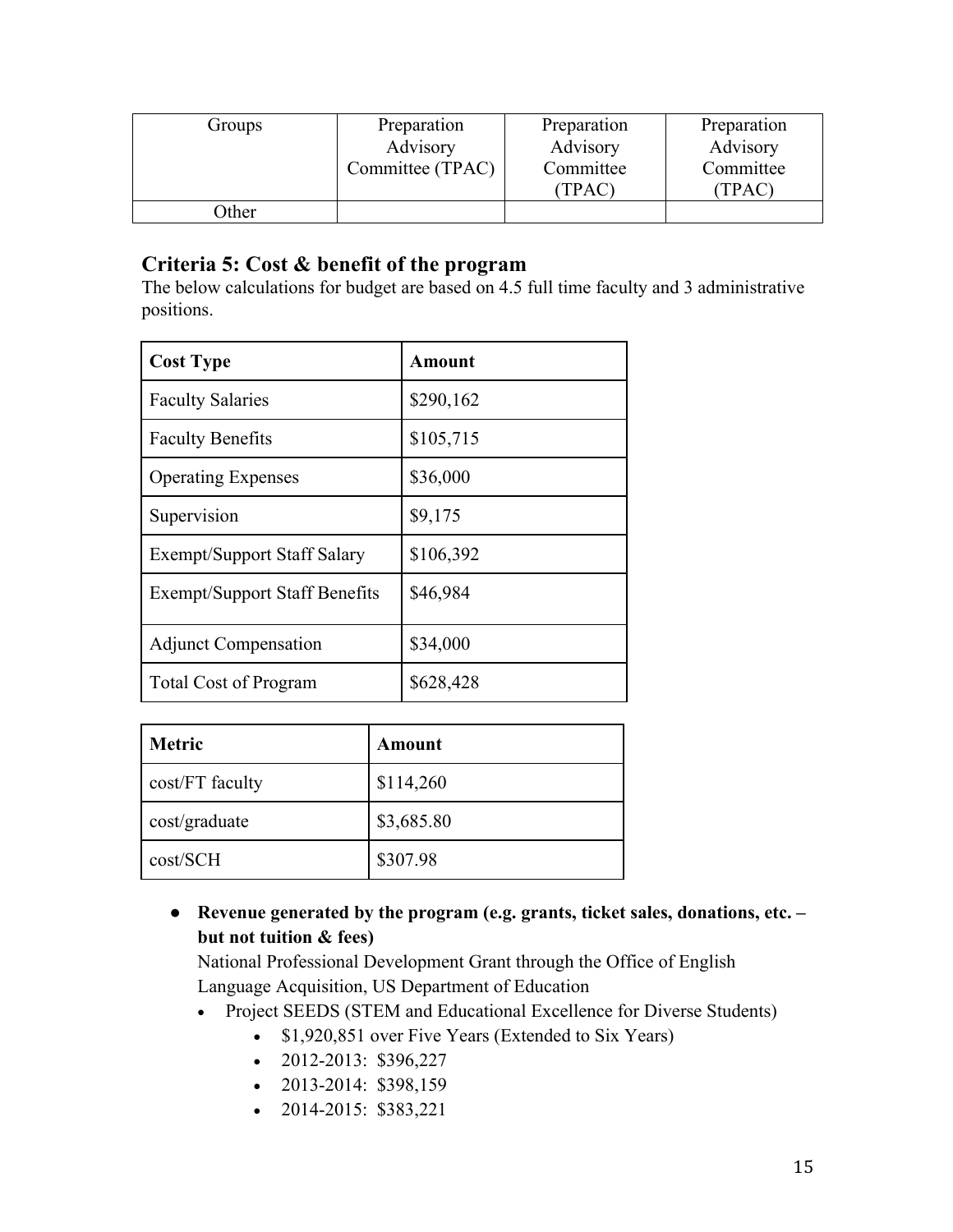| Groups | Preparation Advisory Committee (TPAC) | Preparation Advisory Committee (TPAC) | Preparation Advisory Committee (TPAC) |
|---|---|---|---|
| Other | | | |

## Criteria 5: Cost & benefit of the program

The below calculations for budget are based on 4.5 full time faculty and 3 administrative positions.

| Cost Type | Amount |
|---|---|
| Faculty Salaries | $290,162 |
| Faculty Benefits | $105,715 |
| Operating Expenses | $36,000 |
| Supervision | $9,175 |
| Exempt/Support Staff Salary | $106,392 |
| Exempt/Support Staff Benefits | $46,984 |
| Adjunct Compensation | $34,000 |
| Total Cost of Program | $628,428 |

| Metric | Amount |
|---|---|
| cost/FT faculty | $114,260 |
| cost/graduate | $3,685.80 |
| cost/SCH | $307.98 |

- **Revenue generated by the program (e.g. grants, ticket sales, donations, etc. – but not tuition & fees)**

  National Professional Development Grant through the Office of English Language Acquisition, US Department of Education

  - Project SEEDS (STEM and Educational Excellence for Diverse Students)
    - $1,920,851 over Five Years (Extended to Six Years)
    - 2012-2013: $396,227
    - 2013-2014: $398,159
    - 2014-2015: $383,221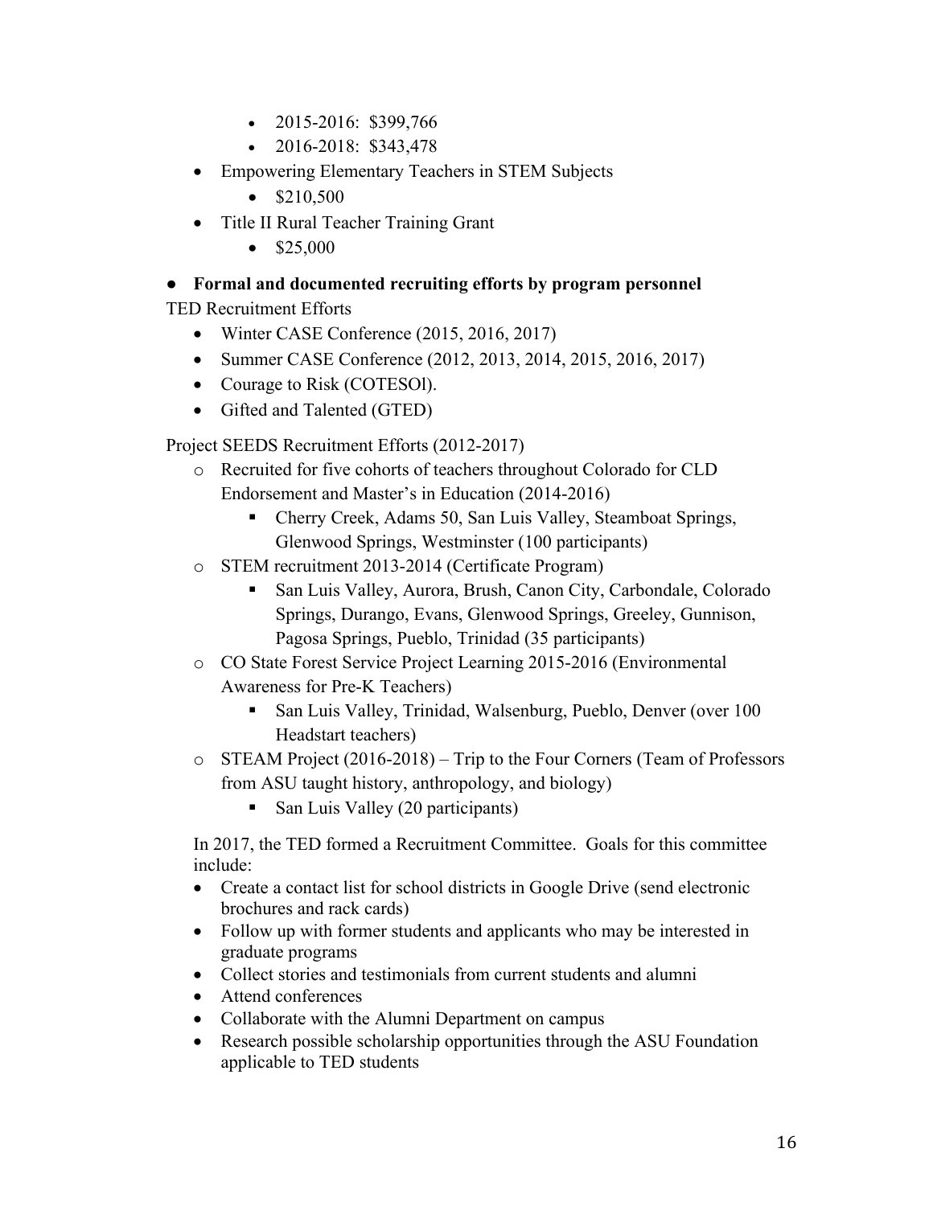- 2015-2016: $399,766
    - 2016-2018: $343,478
- Empowering Elementary Teachers in STEM Subjects
    - $210,500
- Title II Rural Teacher Training Grant
    - $25,000

- **Formal and documented recruiting efforts by program personnel**

TED Recruitment Efforts

- Winter CASE Conference (2015, 2016, 2017)
- Summer CASE Conference (2012, 2013, 2014, 2015, 2016, 2017)
- Courage to Risk (COTESOl).
- Gifted and Talented (GTED)

Project SEEDS Recruitment Efforts (2012-2017)

- Recruited for five cohorts of teachers throughout Colorado for CLD Endorsement and Master's in Education (2014-2016)
    - Cherry Creek, Adams 50, San Luis Valley, Steamboat Springs, Glenwood Springs, Westminster (100 participants)
- STEM recruitment 2013-2014 (Certificate Program)
    - San Luis Valley, Aurora, Brush, Canon City, Carbondale, Colorado Springs, Durango, Evans, Glenwood Springs, Greeley, Gunnison, Pagosa Springs, Pueblo, Trinidad (35 participants)
- CO State Forest Service Project Learning 2015-2016 (Environmental Awareness for Pre-K Teachers)
    - San Luis Valley, Trinidad, Walsenburg, Pueblo, Denver (over 100 Headstart teachers)
- STEAM Project (2016-2018) – Trip to the Four Corners (Team of Professors from ASU taught history, anthropology, and biology)
    - San Luis Valley (20 participants)

In 2017, the TED formed a Recruitment Committee. Goals for this committee include:

- Create a contact list for school districts in Google Drive (send electronic brochures and rack cards)
- Follow up with former students and applicants who may be interested in graduate programs
- Collect stories and testimonials from current students and alumni
- Attend conferences
- Collaborate with the Alumni Department on campus
- Research possible scholarship opportunities through the ASU Foundation applicable to TED students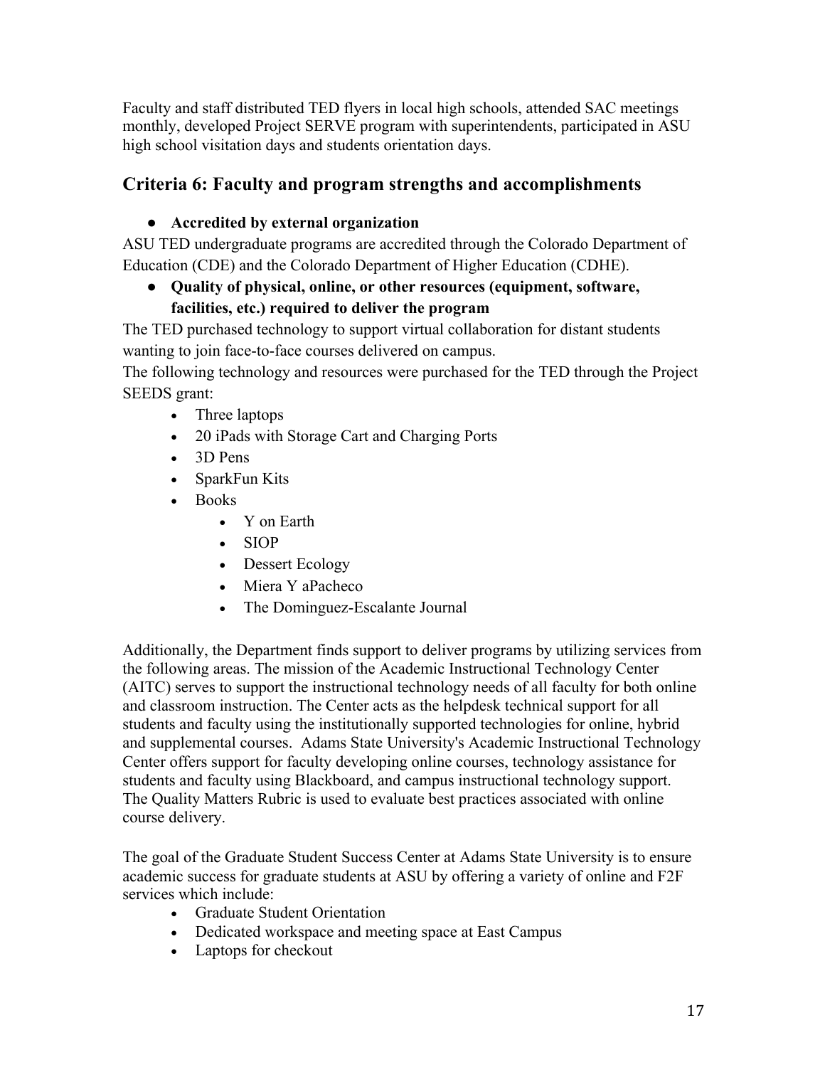Faculty and staff distributed TED flyers in local high schools, attended SAC meetings monthly, developed Project SERVE program with superintendents, participated in ASU high school visitation days and students orientation days.

## Criteria 6: Faculty and program strengths and accomplishments

- **Accredited by external organization**

ASU TED undergraduate programs are accredited through the Colorado Department of Education (CDE) and the Colorado Department of Higher Education (CDHE).

- **Quality of physical, online, or other resources (equipment, software, facilities, etc.) required to deliver the program**

The TED purchased technology to support virtual collaboration for distant students wanting to join face-to-face courses delivered on campus.
The following technology and resources were purchased for the TED through the Project SEEDS grant:

- Three laptops
- 20 iPads with Storage Cart and Charging Ports
- 3D Pens
- SparkFun Kits
- Books
  - Y on Earth
  - SIOP
  - Dessert Ecology
  - Miera Y aPacheco
  - The Dominguez-Escalante Journal

Additionally, the Department finds support to deliver programs by utilizing services from the following areas. The mission of the Academic Instructional Technology Center (AITC) serves to support the instructional technology needs of all faculty for both online and classroom instruction. The Center acts as the helpdesk technical support for all students and faculty using the institutionally supported technologies for online, hybrid and supplemental courses. Adams State University's Academic Instructional Technology Center offers support for faculty developing online courses, technology assistance for students and faculty using Blackboard, and campus instructional technology support. The Quality Matters Rubric is used to evaluate best practices associated with online course delivery.

The goal of the Graduate Student Success Center at Adams State University is to ensure academic success for graduate students at ASU by offering a variety of online and F2F services which include:

- Graduate Student Orientation
- Dedicated workspace and meeting space at East Campus
- Laptops for checkout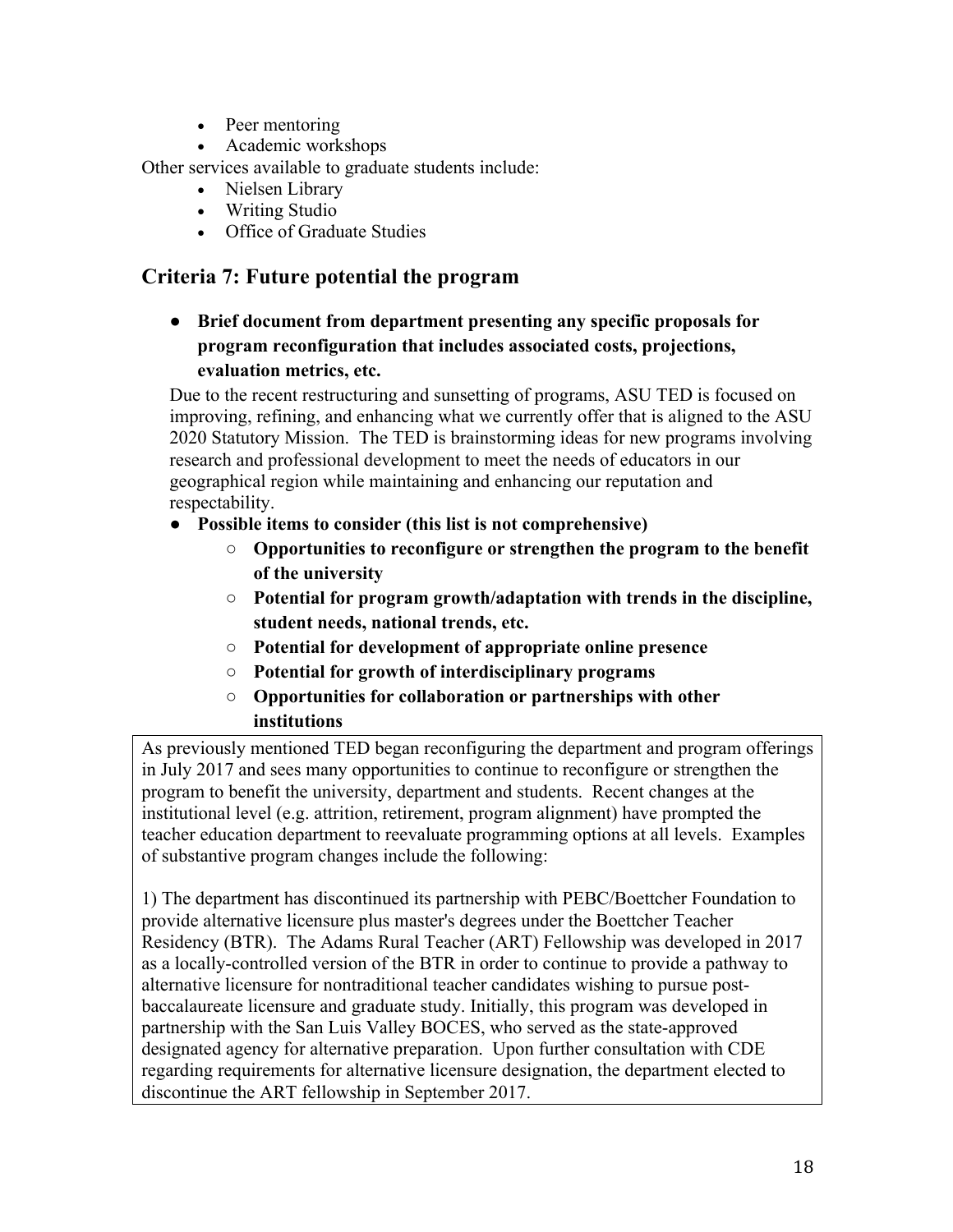- Peer mentoring
- Academic workshops

Other services available to graduate students include:

- Nielsen Library
- Writing Studio
- Office of Graduate Studies

## Criteria 7: Future potential the program

- **Brief document from department presenting any specific proposals for program reconfiguration that includes associated costs, projections, evaluation metrics, etc.**

Due to the recent restructuring and sunsetting of programs, ASU TED is focused on improving, refining, and enhancing what we currently offer that is aligned to the ASU 2020 Statutory Mission. The TED is brainstorming ideas for new programs involving research and professional development to meet the needs of educators in our geographical region while maintaining and enhancing our reputation and respectability.

- **Possible items to consider (this list is not comprehensive)**
  - **Opportunities to reconfigure or strengthen the program to the benefit of the university**
  - **Potential for program growth/adaptation with trends in the discipline, student needs, national trends, etc.**
  - **Potential for development of appropriate online presence**
  - **Potential for growth of interdisciplinary programs**
  - **Opportunities for collaboration or partnerships with other institutions**

As previously mentioned TED began reconfiguring the department and program offerings in July 2017 and sees many opportunities to continue to reconfigure or strengthen the program to benefit the university, department and students. Recent changes at the institutional level (e.g. attrition, retirement, program alignment) have prompted the teacher education department to reevaluate programming options at all levels. Examples of substantive program changes include the following:

1) The department has discontinued its partnership with PEBC/Boettcher Foundation to provide alternative licensure plus master's degrees under the Boettcher Teacher Residency (BTR). The Adams Rural Teacher (ART) Fellowship was developed in 2017 as a locally-controlled version of the BTR in order to continue to provide a pathway to alternative licensure for nontraditional teacher candidates wishing to pursue post-baccalaureate licensure and graduate study. Initially, this program was developed in partnership with the San Luis Valley BOCES, who served as the state-approved designated agency for alternative preparation. Upon further consultation with CDE regarding requirements for alternative licensure designation, the department elected to discontinue the ART fellowship in September 2017.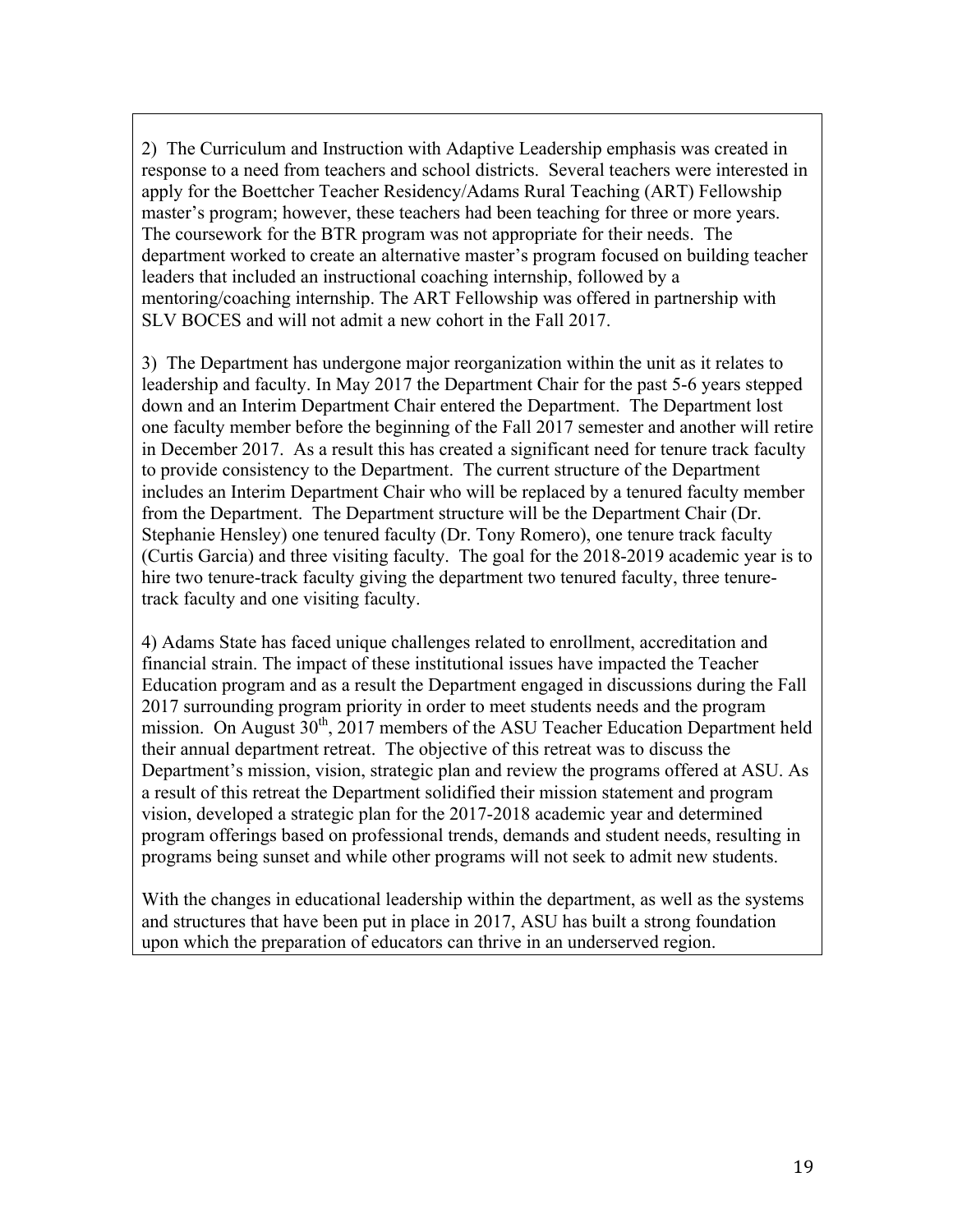2) The Curriculum and Instruction with Adaptive Leadership emphasis was created in response to a need from teachers and school districts. Several teachers were interested in apply for the Boettcher Teacher Residency/Adams Rural Teaching (ART) Fellowship master's program; however, these teachers had been teaching for three or more years. The coursework for the BTR program was not appropriate for their needs. The department worked to create an alternative master's program focused on building teacher leaders that included an instructional coaching internship, followed by a mentoring/coaching internship. The ART Fellowship was offered in partnership with SLV BOCES and will not admit a new cohort in the Fall 2017.

3) The Department has undergone major reorganization within the unit as it relates to leadership and faculty. In May 2017 the Department Chair for the past 5-6 years stepped down and an Interim Department Chair entered the Department. The Department lost one faculty member before the beginning of the Fall 2017 semester and another will retire in December 2017. As a result this has created a significant need for tenure track faculty to provide consistency to the Department. The current structure of the Department includes an Interim Department Chair who will be replaced by a tenured faculty member from the Department. The Department structure will be the Department Chair (Dr. Stephanie Hensley) one tenured faculty (Dr. Tony Romero), one tenure track faculty (Curtis Garcia) and three visiting faculty. The goal for the 2018-2019 academic year is to hire two tenure-track faculty giving the department two tenured faculty, three tenure-track faculty and one visiting faculty.

4) Adams State has faced unique challenges related to enrollment, accreditation and financial strain. The impact of these institutional issues have impacted the Teacher Education program and as a result the Department engaged in discussions during the Fall 2017 surrounding program priority in order to meet students needs and the program mission. On August 30th, 2017 members of the ASU Teacher Education Department held their annual department retreat. The objective of this retreat was to discuss the Department's mission, vision, strategic plan and review the programs offered at ASU. As a result of this retreat the Department solidified their mission statement and program vision, developed a strategic plan for the 2017-2018 academic year and determined program offerings based on professional trends, demands and student needs, resulting in programs being sunset and while other programs will not seek to admit new students.

With the changes in educational leadership within the department, as well as the systems and structures that have been put in place in 2017, ASU has built a strong foundation upon which the preparation of educators can thrive in an underserved region.